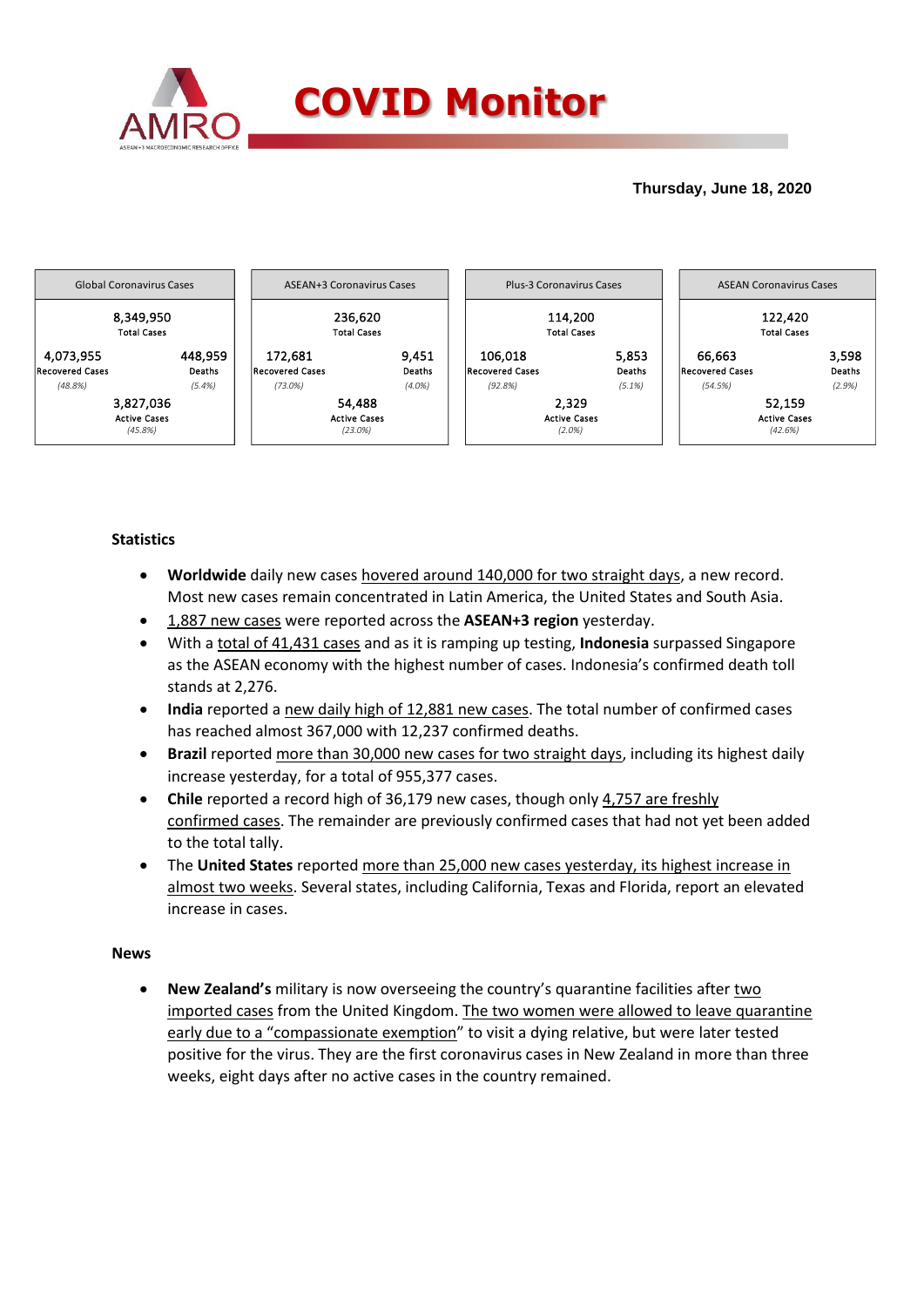# COVID Monitor

**Thursday, June 18, 2020**

| Global Coronavirus Cases | | ASEAN+3 Coronavirus Cases | | Plus-3 Coronavirus Cases | | ASEAN Coronavirus Cases | |
|---|---|---|---|---|---|---|---|
| 8,349,950 Total Cases | | 236,620 Total Cases | | 114,200 Total Cases | | 122,420 Total Cases | |
| 4,073,955 Recovered Cases *(48.8%)* | 448,959 Deaths *(5.4%)* | 172,681 Recovered Cases *(73.0%)* | 9,451 Deaths *(4.0%)* | 106,018 Recovered Cases *(92.8%)* | 5,853 Deaths *(5.1%)* | 66,663 Recovered Cases *(54.5%)* | 3,598 Deaths *(2.9%)* |
| 3,827,036 Active Cases *(45.8%)* | | 54,488 Active Cases *(23.0%)* | | 2,329 Active Cases *(2.0%)* | | 52,159 Active Cases *(42.6%)* | |

## Statistics

- **Worldwide** daily new cases hovered around 140,000 for two straight days, a new record. Most new cases remain concentrated in Latin America, the United States and South Asia.
- 1,887 new cases were reported across the **ASEAN+3 region** yesterday.
- With a total of 41,431 cases and as it is ramping up testing, **Indonesia** surpassed Singapore as the ASEAN economy with the highest number of cases. Indonesia's confirmed death toll stands at 2,276.
- **India** reported a new daily high of 12,881 new cases. The total number of confirmed cases has reached almost 367,000 with 12,237 confirmed deaths.
- **Brazil** reported more than 30,000 new cases for two straight days, including its highest daily increase yesterday, for a total of 955,377 cases.
- **Chile** reported a record high of 36,179 new cases, though only 4,757 are freshly confirmed cases. The remainder are previously confirmed cases that had not yet been added to the total tally.
- The **United States** reported more than 25,000 new cases yesterday, its highest increase in almost two weeks. Several states, including California, Texas and Florida, report an elevated increase in cases.

## News

- **New Zealand's** military is now overseeing the country's quarantine facilities after two imported cases from the United Kingdom. The two women were allowed to leave quarantine early due to a "compassionate exemption" to visit a dying relative, but were later tested positive for the virus. They are the first coronavirus cases in New Zealand in more than three weeks, eight days after no active cases in the country remained.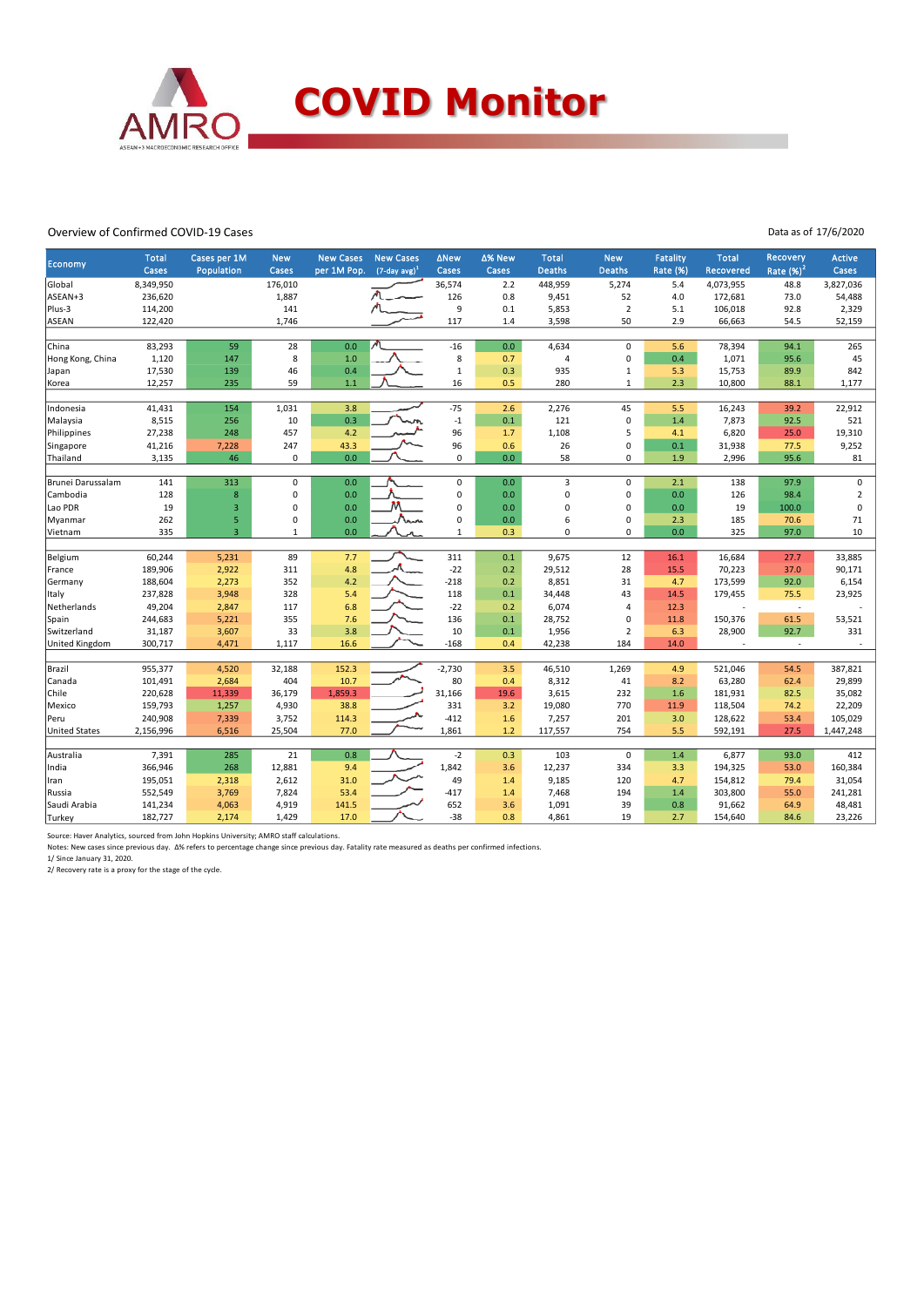# COVID Monitor

Overview of Confirmed COVID-19 Cases

Data as of 17/6/2020

| Economy | Total Cases | Cases per 1M Population | New Cases | New Cases per 1M Pop. | New Cases (7-day avg)[1] | ΔNew Cases | Δ% New Cases | Total Deaths | New Deaths | Fatality Rate (%) | Total Recovered | Recovery Rate (%)[2] | Active Cases |
|---|---|---|---|---|---|---|---|---|---|---|---|---|---|
| Global | 8,349,950 | | 176,010 | | | 36,574 | 2.2 | 448,959 | 5,274 | 5.4 | 4,073,955 | 48.8 | 3,827,036 |
| ASEAN+3 | 236,620 | | 1,887 | | | 126 | 0.8 | 9,451 | 52 | 4.0 | 172,681 | 73.0 | 54,488 |
| Plus-3 | 114,200 | | 141 | | | 9 | 0.1 | 5,853 | 2 | 5.1 | 106,018 | 92.8 | 2,329 |
| ASEAN | 122,420 | | 1,746 | | | 117 | 1.4 | 3,598 | 50 | 2.9 | 66,663 | 54.5 | 52,159 |
| | | | | | | | | | | | | | |
| China | 83,293 | 59 | 28 | 0.0 | | -16 | 0.0 | 4,634 | 0 | 5.6 | 78,394 | 94.1 | 265 |
| Hong Kong, China | 1,120 | 147 | 8 | 1.0 | | 8 | 0.7 | 4 | 0 | 0.4 | 1,071 | 95.6 | 45 |
| Japan | 17,530 | 139 | 46 | 0.4 | | 1 | 0.3 | 935 | 1 | 5.3 | 15,753 | 89.9 | 842 |
| Korea | 12,257 | 235 | 59 | 1.1 | | 16 | 0.5 | 280 | 1 | 2.3 | 10,800 | 88.1 | 1,177 |
| | | | | | | | | | | | | | |
| Indonesia | 41,431 | 154 | 1,031 | 3.8 | | -75 | 2.6 | 2,276 | 45 | 5.5 | 16,243 | 39.2 | 22,912 |
| Malaysia | 8,515 | 256 | 10 | 0.3 | | -1 | 0.1 | 121 | 0 | 1.4 | 7,873 | 92.5 | 521 |
| Philippines | 27,238 | 248 | 457 | 4.2 | | 96 | 1.7 | 1,108 | 5 | 4.1 | 6,820 | 25.0 | 19,310 |
| Singapore | 41,216 | 7,228 | 247 | 43.3 | | 96 | 0.6 | 26 | 0 | 0.1 | 31,938 | 77.5 | 9,252 |
| Thailand | 3,135 | 46 | 0 | 0.0 | | 0 | 0.0 | 58 | 0 | 1.9 | 2,996 | 95.6 | 81 |
| | | | | | | | | | | | | | |
| Brunei Darussalam | 141 | 313 | 0 | 0.0 | | 0 | 0.0 | 3 | 0 | 2.1 | 138 | 97.9 | 0 |
| Cambodia | 128 | 8 | 0 | 0.0 | | 0 | 0.0 | 0 | 0 | 0.0 | 126 | 98.4 | 2 |
| Lao PDR | 19 | 3 | 0 | 0.0 | | 0 | 0.0 | 0 | 0 | 0.0 | 19 | 100.0 | 0 |
| Myanmar | 262 | 5 | 0 | 0.0 | | 0 | 0.0 | 6 | 0 | 2.3 | 185 | 70.6 | 71 |
| Vietnam | 335 | 3 | 1 | 0.0 | | 1 | 0.3 | 0 | 0 | 0.0 | 325 | 97.0 | 10 |
| | | | | | | | | | | | | | |
| Belgium | 60,244 | 5,231 | 89 | 7.7 | | 311 | 0.1 | 9,675 | 12 | 16.1 | 16,684 | 27.7 | 33,885 |
| France | 189,906 | 2,922 | 311 | 4.8 | | -22 | 0.2 | 29,512 | 28 | 15.5 | 70,223 | 37.0 | 90,171 |
| Germany | 188,604 | 2,273 | 352 | 4.2 | | -218 | 0.2 | 8,851 | 31 | 4.7 | 173,599 | 92.0 | 6,154 |
| Italy | 237,828 | 3,948 | 328 | 5.4 | | 118 | 0.1 | 34,448 | 43 | 14.5 | 179,455 | 75.5 | 23,925 |
| Netherlands | 49,204 | 2,847 | 117 | 6.8 | | -22 | 0.2 | 6,074 | 4 | 12.3 | - | - | - |
| Spain | 244,683 | 5,221 | 355 | 7.6 | | 136 | 0.1 | 28,752 | 0 | 11.8 | 150,376 | 61.5 | 53,521 |
| Switzerland | 31,187 | 3,607 | 33 | 3.8 | | 10 | 0.1 | 1,956 | 2 | 6.3 | 28,900 | 92.7 | 331 |
| United Kingdom | 300,717 | 4,471 | 1,117 | 16.6 | | -168 | 0.4 | 42,238 | 184 | 14.0 | - | - | - |
| | | | | | | | | | | | | | |
| Brazil | 955,377 | 4,520 | 32,188 | 152.3 | | -2,730 | 3.5 | 46,510 | 1,269 | 4.9 | 521,046 | 54.5 | 387,821 |
| Canada | 101,491 | 2,684 | 404 | 10.7 | | 80 | 0.4 | 8,312 | 41 | 8.2 | 63,280 | 62.4 | 29,899 |
| Chile | 220,628 | 11,339 | 36,179 | 1,859.3 | | 31,166 | 19.6 | 3,615 | 232 | 1.6 | 181,931 | 82.5 | 35,082 |
| Mexico | 159,793 | 1,257 | 4,930 | 38.8 | | 331 | 3.2 | 19,080 | 770 | 11.9 | 118,504 | 74.2 | 22,209 |
| Peru | 240,908 | 7,339 | 3,752 | 114.3 | | -412 | 1.6 | 7,257 | 201 | 3.0 | 128,622 | 53.4 | 105,029 |
| United States | 2,156,996 | 6,516 | 25,504 | 77.0 | | 1,861 | 1.2 | 117,557 | 754 | 5.5 | 592,191 | 27.5 | 1,447,248 |
| | | | | | | | | | | | | | |
| Australia | 7,391 | 285 | 21 | 0.8 | | -2 | 0.3 | 103 | 0 | 1.4 | 6,877 | 93.0 | 412 |
| India | 366,946 | 268 | 12,881 | 9.4 | | 1,842 | 3.6 | 12,237 | 334 | 3.3 | 194,325 | 53.0 | 160,384 |
| Iran | 195,051 | 2,318 | 2,612 | 31.0 | | 49 | 1.4 | 9,185 | 120 | 4.7 | 154,812 | 79.4 | 31,054 |
| Russia | 552,549 | 3,769 | 7,824 | 53.4 | | -417 | 1.4 | 7,468 | 194 | 1.4 | 303,800 | 55.0 | 241,281 |
| Saudi Arabia | 141,234 | 4,063 | 4,919 | 141.5 | | 652 | 3.6 | 1,091 | 39 | 0.8 | 91,662 | 64.9 | 48,481 |
| Turkey | 182,727 | 2,174 | 1,429 | 17.0 | | -38 | 0.8 | 4,861 | 19 | 2.7 | 154,640 | 84.6 | 23,226 |

Source: Haver Analytics, sourced from John Hopkins University; AMRO staff calculations.

Notes: New cases since previous day. Δ% refers to percentage change since previous day. Fatality rate measured as deaths per confirmed infections.

1/ Since January 31, 2020.

2/ Recovery rate is a proxy for the stage of the cycle.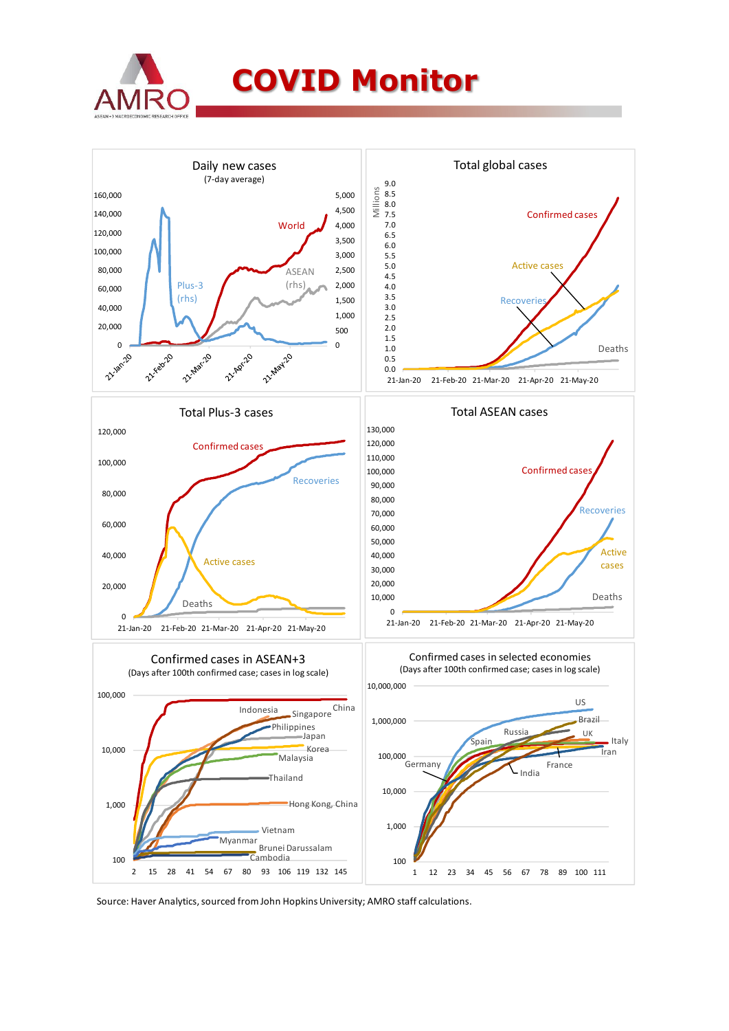# COVID Monitor

## Daily new cases
(7-day average)

160,000
140,000
120,000
100,000
80,000
60,000
40,000
20,000
0

5,000
4,500
4,000
3,500
3,000
2,500
2,000
1,500
1,000
500
0

21-Jan-20
21-Feb-20
21-Mar-20
21-Apr-20
21-May-20

World
ASEAN (rhs)
Plus-3 (rhs)

## Total global cases

Millions

9.0
8.5
8.0
7.5
7.0
6.5
6.0
5.5
5.0
4.5
4.0
3.5
3.0
2.5
2.0
1.5
1.0
0.5
0.0

21-Jan-20
21-Feb-20
21-Mar-20
21-Apr-20
21-May-20

Confirmed cases
Active cases
Recoveries
Deaths

## Total Plus-3 cases

120,000
100,000
80,000
60,000
40,000
20,000
0

21-Jan-20
21-Feb-20
21-Mar-20
21-Apr-20
21-May-20

Confirmed cases
Recoveries
Active cases
Deaths

## Total ASEAN cases

130,000
120,000
110,000
100,000
90,000
80,000
70,000
60,000
50,000
40,000
30,000
20,000
10,000
0

21-Jan-20
21-Feb-20
21-Mar-20
21-Apr-20
21-May-20

Confirmed cases
Recoveries
Active cases
Deaths

## Confirmed cases in ASEAN+3
(Days after 100th confirmed case; cases in log scale)

100,000
10,000
1,000
100

2
15
28
41
54
67
80
93
106
119
132
145

China
Indonesia
Singapore
Philippines
Japan
Korea
Malaysia
Thailand
Hong Kong, China
Vietnam
Myanmar
Brunei Darussalam
Cambodia

## Confirmed cases in selected economies
(Days after 100th confirmed case; cases in log scale)

10,000,000
1,000,000
100,000
10,000
1,000
100

1
12
23
34
45
56
67
78
89
100
111

US
Brazil
Russia
UK
Spain
Italy
Iran
Germany
France
India

Source: Haver Analytics, sourced from John Hopkins University; AMRO staff calculations.